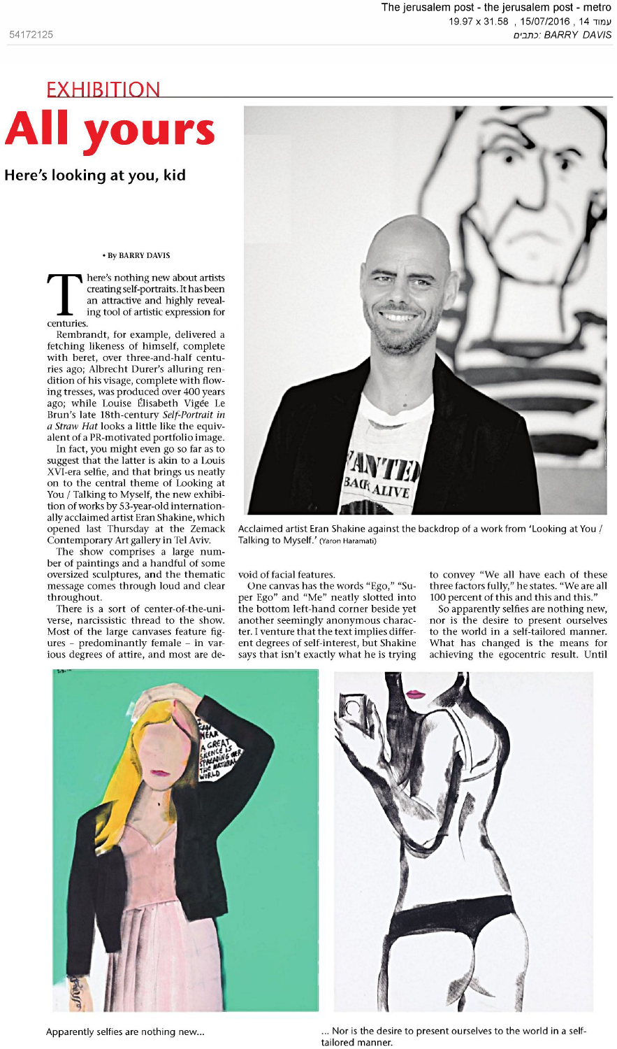EXHIBITION

# All yours

## Here's looking at you, kid

• By BARRY DAVIS

There's nothing new about artists creating self-portraits. It has been an attractive and highly revealing tool of artistic expression for centuries.

Rembrandt, for example, delivered a fetching likeness of himself, complete with beret, over three-and-half centuries ago; Albrecht Durer's alluring rendition of his visage, complete with flowing tresses, was produced over 400 years ago; while Louise Élisabeth Vigée Le Brun's late 18th-century *Self-Portrait in a Straw Hat* looks a little like the equivalent of a PR-motivated portfolio image.

In fact, you might even go so far as to suggest that the latter is akin to a Louis XVI-era selfie, and that brings us neatly on to the central theme of Looking at You / Talking to Myself, the new exhibition of works by 53-year-old internationally acclaimed artist Eran Shakine, which opened last Thursday at the Zemack Contemporary Art gallery in Tel Aviv.

Acclaimed artist Eran Shakine against the backdrop of a work from 'Looking at You / Talking to Myself.' (Yaron Haramati)

The show comprises a large number of paintings and a handful of some oversized sculptures, and the thematic message comes through loud and clear throughout.

There is a sort of center-of-the-universe, narcissistic thread to the show. Most of the large canvases feature figures – predominantly female – in various degrees of attire, and most are devoid of facial features.

One canvas has the words "Ego," "Super Ego" and "Me" neatly slotted into the bottom left-hand corner beside yet another seemingly anonymous character. I venture that the text implies different degrees of self-interest, but Shakine says that isn't exactly what he is trying to convey "We all have each of these three factors fully," he states. "We are all 100 percent of this and this and this."

So apparently selfies are nothing new, nor is the desire to present ourselves to the world in a self-tailored manner. What has changed is the means for achieving the egocentric result. Until

Apparently selfies are nothing new...

... Nor is the desire to present ourselves to the world in a self-tailored manner.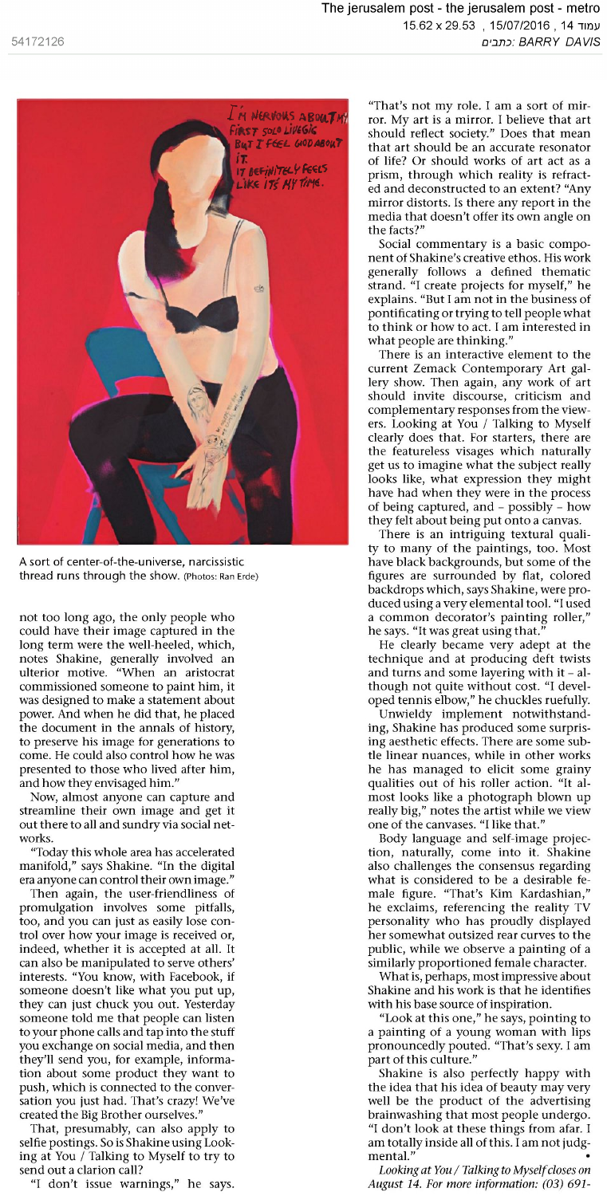A sort of center-of-the-universe, narcissistic thread runs through the show. (Photos: Ran Erde)

not too long ago, the only people who could have their image captured in the long term were the well-heeled, which, notes Shakine, generally involved an ulterior motive. "When an aristocrat commissioned someone to paint him, it was designed to make a statement about power. And when he did that, he placed the document in the annals of history, to preserve his image for generations to come. He could also control how he was presented to those who lived after him, and how they envisaged him."

Now, almost anyone can capture and streamline their own image and get it out there to all and sundry via social networks.

"Today this whole area has accelerated manifold," says Shakine. "In the digital era anyone can control their own image."

Then again, the user-friendliness of promulgation involves some pitfalls, too, and you can just as easily lose control over how your image is received or, indeed, whether it is accepted at all. It can also be manipulated to serve others' interests. "You know, with Facebook, if someone doesn't like what you put up, they can just chuck you out. Yesterday someone told me that people can listen to your phone calls and tap into the stuff you exchange on social media, and then they'll send you, for example, information about some product they want to push, which is connected to the conversation you just had. That's crazy! We've created the Big Brother ourselves."

That, presumably, can also apply to selfie postings. So is Shakine using Looking at You / Talking to Myself to try to send out a clarion call?

"I don't issue warnings," he says. "That's not my role. I am a sort of mirror. My art is a mirror. I believe that art should reflect society." Does that mean that art should be an accurate resonator of life? Or should works of art act as a prism, through which reality is refracted and deconstructed to an extent? "Any mirror distorts. Is there any report in the media that doesn't offer its own angle on the facts?"

Social commentary is a basic component of Shakine's creative ethos. His work generally follows a defined thematic strand. "I create projects for myself," he explains. "But I am not in the business of pontificating or trying to tell people what to think or how to act. I am interested in what people are thinking."

There is an interactive element to the current Zemack Contemporary Art gallery show. Then again, any work of art should invite discourse, criticism and complementary responses from the viewers. Looking at You / Talking to Myself clearly does that. For starters, there are the featureless visages which naturally get us to imagine what the subject really looks like, what expression they might have had when they were in the process of being captured, and – possibly – how they felt about being put onto a canvas.

There is an intriguing textural quality to many of the paintings, too. Most have black backgrounds, but some of the figures are surrounded by flat, colored backdrops which, says Shakine, were produced using a very elemental tool. "I used a common decorator's painting roller," he says. "It was great using that."

He clearly became very adept at the technique and at producing deft twists and turns and some layering with it – although not quite without cost. "I developed tennis elbow," he chuckles ruefully.

Unwieldy implement notwithstanding, Shakine has produced some surprising aesthetic effects. There are some subtle linear nuances, while in other works he has managed to elicit some grainy qualities out of his roller action. "It almost looks like a photograph blown up really big," notes the artist while we view one of the canvases. "I like that."

Body language and self-image projection, naturally, come into it. Shakine also challenges the consensus regarding what is considered to be a desirable female figure. "That's Kim Kardashian," he exclaims, referencing the reality TV personality who has proudly displayed her somewhat outsized rear curves to the public, while we observe a painting of a similarly proportioned female character.

What is, perhaps, most impressive about Shakine and his work is that he identifies with his base source of inspiration.

"Look at this one," he says, pointing to a painting of a young woman with lips pronouncedly pouted. "That's sexy. I am part of this culture."

Shakine is also perfectly happy with the idea that his idea of beauty may very well be the product of the advertising brainwashing that most people undergo. "I don't look at these things from afar. I am totally inside all of this. I am not judgmental." •

*Looking at You / Talking to Myself closes on August 14. For more information: (03) 691-*